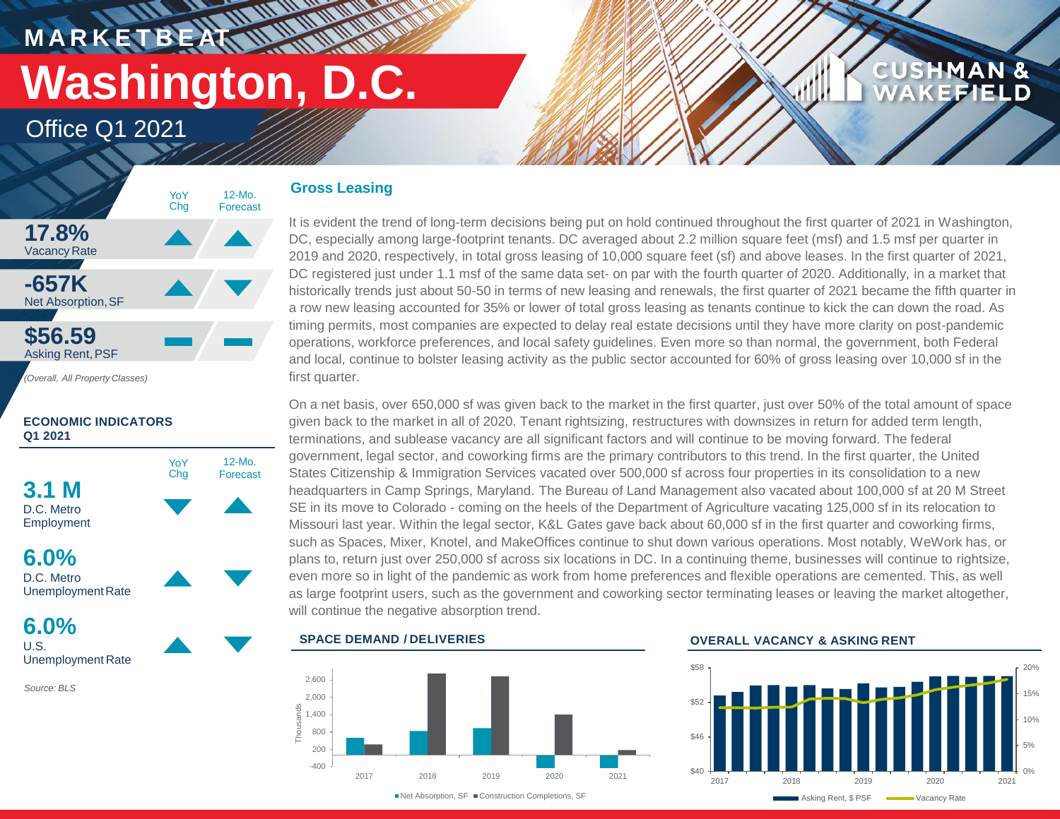# MARKETBEAT

# Washington, D.C.

## Office Q1 2021

| | YoY Chg | 12-Mo. Forecast |
|---|---|---|
| **17.8%** Vacancy Rate | ▲ | ▲ |
| **-657K** Net Absorption, SF | ▲ | ▼ |
| **$56.59** Asking Rent, PSF | ▬ | ▬ |

*(Overall, All Property Classes)*

**ECONOMIC INDICATORS Q1 2021**

| | YoY Chg | 12-Mo. Forecast |
|---|---|---|
| **3.1 M** D.C. Metro Employment | ▼ | ▲ |
| **6.0%** D.C. Metro Unemployment Rate | ▲ | ▼ |
| **6.0%** U.S. Unemployment Rate | ▲ | ▼ |

*Source: BLS*

### Gross Leasing

It is evident the trend of long-term decisions being put on hold continued throughout the first quarter of 2021 in Washington, DC, especially among large-footprint tenants. DC averaged about 2.2 million square feet (msf) and 1.5 msf per quarter in 2019 and 2020, respectively, in total gross leasing of 10,000 square feet (sf) and above leases. In the first quarter of 2021, DC registered just under 1.1 msf of the same data set- on par with the fourth quarter of 2020. Additionally, in a market that historically trends just about 50-50 in terms of new leasing and renewals, the first quarter of 2021 became the fifth quarter in a row new leasing accounted for 35% or lower of total gross leasing as tenants continue to kick the can down the road. As timing permits, most companies are expected to delay real estate decisions until they have more clarity on post-pandemic operations, workforce preferences, and local safety guidelines. Even more so than normal, the government, both Federal and local, continue to bolster leasing activity as the public sector accounted for 60% of gross leasing over 10,000 sf in the first quarter.

On a net basis, over 650,000 sf was given back to the market in the first quarter, just over 50% of the total amount of space given back to the market in all of 2020. Tenant rightsizing, restructures with downsizes in return for added term length, terminations, and sublease vacancy are all significant factors and will continue to be moving forward. The federal government, legal sector, and coworking firms are the primary contributors to this trend. In the first quarter, the United States Citizenship & Immigration Services vacated over 500,000 sf across four properties in its consolidation to a new headquarters in Camp Springs, Maryland. The Bureau of Land Management also vacated about 100,000 sf at 20 M Street SE in its move to Colorado - coming on the heels of the Department of Agriculture vacating 125,000 sf in its relocation to Missouri last year. Within the legal sector, K&L Gates gave back about 60,000 sf in the first quarter and coworking firms, such as Spaces, Mixer, Knotel, and MakeOffices continue to shut down various operations. Most notably, WeWork has, or plans to, return just over 250,000 sf across six locations in DC. In a continuing theme, businesses will continue to rightsize, even more so in light of the pandemic as work from home preferences and flexible operations are cemented. This, as well as large footprint users, such as the government and coworking sector terminating leases or leaving the market altogether, will continue the negative absorption trend.

**SPACE DEMAND / DELIVERIES**

Net Absorption, SF / Construction Completions, SF (Thousands) — 2017, 2018, 2019, 2020, 2021

**OVERALL VACANCY & ASKING RENT**

Asking Rent, $ PSF / Vacancy Rate — 2017–2021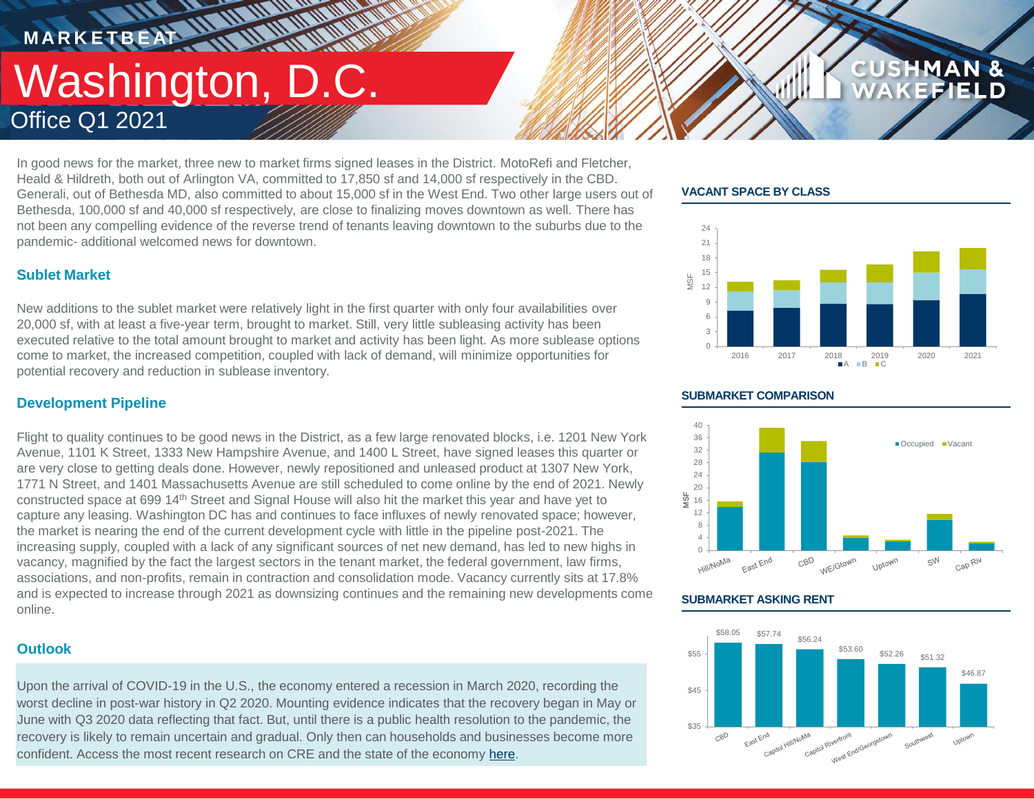# Washington, D.C.

## Office Q1 2021

In good news for the market, three new to market firms signed leases in the District. MotoRefi and Fletcher, Heald & Hildreth, both out of Arlington VA, committed to 17,850 sf and 14,000 sf respectively in the CBD. Generali, out of Bethesda MD, also committed to about 15,000 sf in the West End. Two other large users out of Bethesda, 100,000 sf and 40,000 sf respectively, are close to finalizing moves downtown as well. There has not been any compelling evidence of the reverse trend of tenants leaving downtown to the suburbs due to the pandemic- additional welcomed news for downtown.

### Sublet Market

New additions to the sublet market were relatively light in the first quarter with only four availabilities over 20,000 sf, with at least a five-year term, brought to market. Still, very little subleasing activity has been executed relative to the total amount brought to market and activity has been light. As more sublease options come to market, the increased competition, coupled with lack of demand, will minimize opportunities for potential recovery and reduction in sublease inventory.

### Development Pipeline

Flight to quality continues to be good news in the District, as a few large renovated blocks, i.e. 1201 New York Avenue, 1101 K Street, 1333 New Hampshire Avenue, and 1400 L Street, have signed leases this quarter or are very close to getting deals done. However, newly repositioned and unleased product at 1307 New York, 1771 N Street, and 1401 Massachusetts Avenue are still scheduled to come online by the end of 2021. Newly constructed space at 699 14th Street and Signal House will also hit the market this year and have yet to capture any leasing. Washington DC has and continues to face influxes of newly renovated space; however, the market is nearing the end of the current development cycle with little in the pipeline post-2021. The increasing supply, coupled with a lack of any significant sources of net new demand, has led to new highs in vacancy, magnified by the fact the largest sectors in the tenant market, the federal government, law firms, associations, and non-profits, remain in contraction and consolidation mode. Vacancy currently sits at 17.8% and is expected to increase through 2021 as downsizing continues and the remaining new developments come online.

### Outlook

Upon the arrival of COVID-19 in the U.S., the economy entered a recession in March 2020, recording the worst decline in post-war history in Q2 2020. Mounting evidence indicates that the recovery began in May or June with Q3 2020 data reflecting that fact. But, until there is a public health resolution to the pandemic, the recovery is likely to remain uncertain and gradual. Only then can households and businesses become more confident. Access the most recent research on CRE and the state of the economy here.

### VACANT SPACE BY CLASS

(Chart: MSF, 2016–2021, stacked by Class A, B, C)

### SUBMARKET COMPARISON

(Chart: MSF, Occupied vs Vacant — Hill/NoMa, East End, CBD, WE/Gtown, Uptown, SW, Cap Riv)

### SUBMARKET ASKING RENT

| Submarket | Asking Rent |
|---|---|
| CBD | $58.05 |
| East End | $57.74 |
| Capitol Hill/NoMa | $56.24 |
| Capitol Riverfront | $53.60 |
| West End/Georgetown | $52.26 |
| Southwest | $51.32 |
| Uptown | $46.87 |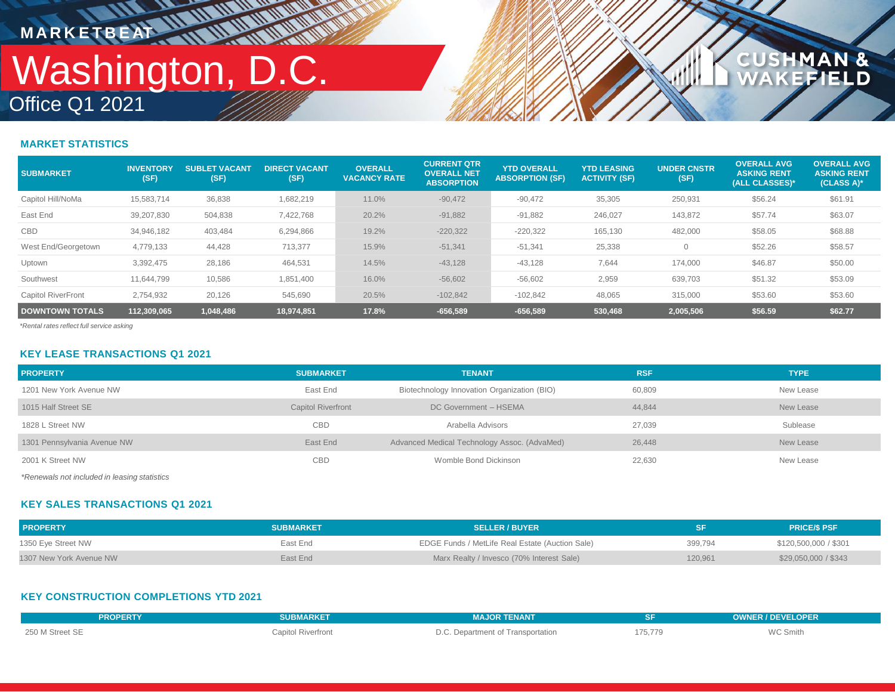MARKETBEAT

# Washington, D.C.

Office Q1 2021

## MARKET STATISTICS

| SUBMARKET | INVENTORY (SF) | SUBLET VACANT (SF) | DIRECT VACANT (SF) | OVERALL VACANCY RATE | CURRENT QTR OVERALL NET ABSORPTION | YTD OVERALL ABSORPTION (SF) | YTD LEASING ACTIVITY (SF) | UNDER CNSTR (SF) | OVERALL AVG ASKING RENT (ALL CLASSES)* | OVERALL AVG ASKING RENT (CLASS A)* |
|---|---|---|---|---|---|---|---|---|---|---|
| Capitol Hill/NoMa | 15,583,714 | 36,838 | 1,682,219 | 11.0% | -90,472 | -90,472 | 35,305 | 250,931 | $56.24 | $61.91 |
| East End | 39,207,830 | 504,838 | 7,422,768 | 20.2% | -91,882 | -91,882 | 246,027 | 143,872 | $57.74 | $63.07 |
| CBD | 34,946,182 | 403,484 | 6,294,866 | 19.2% | -220,322 | -220,322 | 165,130 | 482,000 | $58.05 | $68.88 |
| West End/Georgetown | 4,779,133 | 44,428 | 713,377 | 15.9% | -51,341 | -51,341 | 25,338 | 0 | $52.26 | $58.57 |
| Uptown | 3,392,475 | 28,186 | 464,531 | 14.5% | -43,128 | -43,128 | 7,644 | 174,000 | $46.87 | $50.00 |
| Southwest | 11,644,799 | 10,586 | 1,851,400 | 16.0% | -56,602 | -56,602 | 2,959 | 639,703 | $51.32 | $53.09 |
| Capitol RiverFront | 2,754,932 | 20,126 | 545,690 | 20.5% | -102,842 | -102,842 | 48,065 | 315,000 | $53.60 | $53.60 |
| **DOWNTOWN TOTALS** | **112,309,065** | **1,048,486** | **18,974,851** | **17.8%** | **-656,589** | **-656,589** | **530,468** | **2,005,506** | **$56.59** | **$62.77** |

*Rental rates reflect full service asking*

## KEY LEASE TRANSACTIONS Q1 2021

| PROPERTY | SUBMARKET | TENANT | RSF | TYPE |
|---|---|---|---|---|
| 1201 New York Avenue NW | East End | Biotechnology Innovation Organization (BIO) | 60,809 | New Lease |
| 1015 Half Street SE | Capitol Riverfront | DC Government – HSEMA | 44,844 | New Lease |
| 1828 L Street NW | CBD | Arabella Advisors | 27,039 | Sublease |
| 1301 Pennsylvania Avenue NW | East End | Advanced Medical Technology Assoc. (AdvaMed) | 26,448 | New Lease |
| 2001 K Street NW | CBD | Womble Bond Dickinson | 22,630 | New Lease |

*Renewals not included in leasing statistics*

## KEY SALES TRANSACTIONS Q1 2021

| PROPERTY | SUBMARKET | SELLER / BUYER | SF | PRICE/$ PSF |
|---|---|---|---|---|
| 1350 Eye Street NW | East End | EDGE Funds / MetLife Real Estate (Auction Sale) | 399,794 | $120,500,000 / $301 |
| 1307 New York Avenue NW | East End | Marx Realty / Invesco (70% Interest Sale) | 120,961 | $29,050,000 / $343 |

## KEY CONSTRUCTION COMPLETIONS YTD 2021

| PROPERTY | SUBMARKET | MAJOR TENANT | SF | OWNER / DEVELOPER |
|---|---|---|---|---|
| 250 M Street SE | Capitol Riverfront | D.C. Department of Transportation | 175,779 | WC Smith |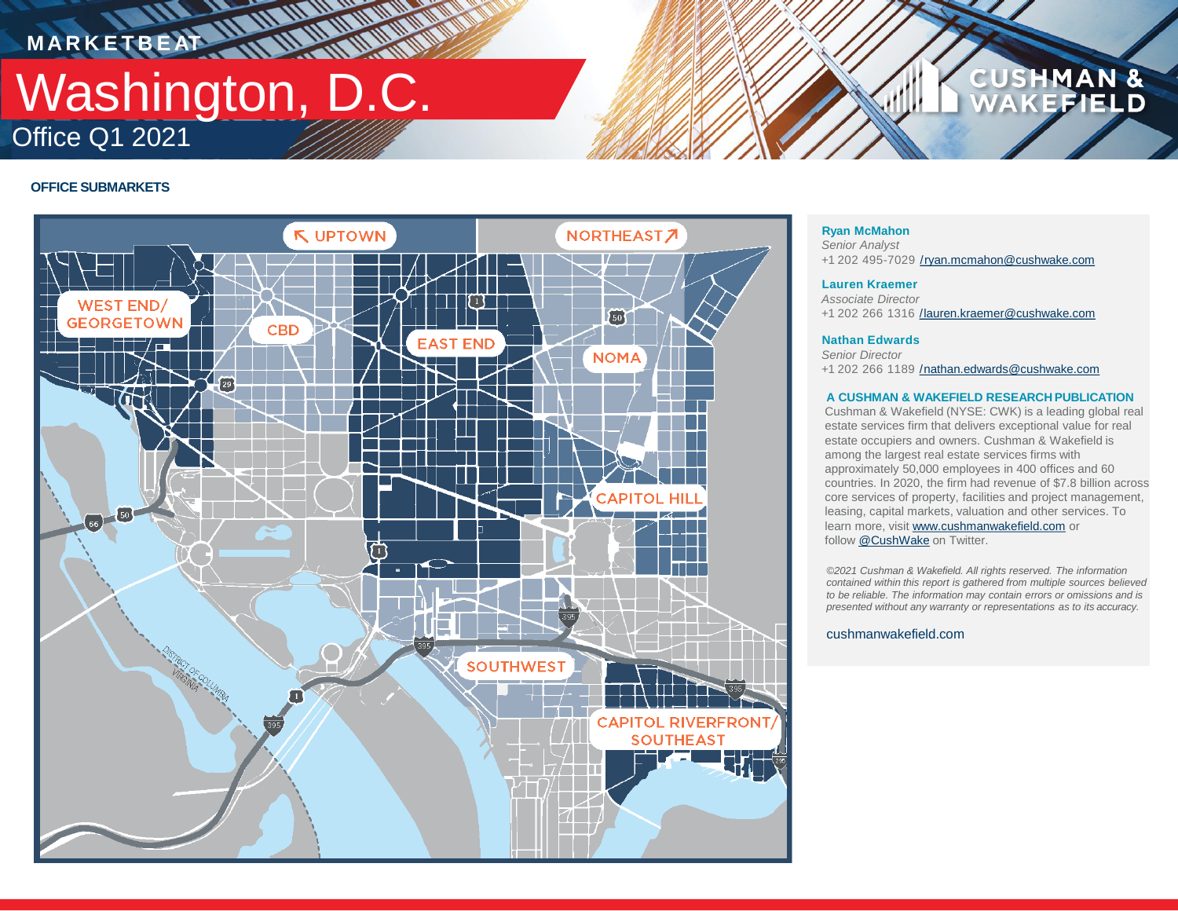MARKETBEAT

# Washington, D.C.

Office Q1 2021

## OFFICE SUBMARKETS

UPTOWN

NORTHEAST

WEST END/ GEORGETOWN

CBD

EAST END

NOMA

CAPITOL HILL

SOUTHWEST

CAPITOL RIVERFRONT/ SOUTHEAST

DISTRICT OF COLUMBIA

VIRGINIA

**Ryan McMahon**
*Senior Analyst*
+1 202 495-7029 /ryan.mcmahon@cushwake.com

**Lauren Kraemer**
*Associate Director*
+1 202 266 1316 /lauren.kraemer@cushwake.com

**Nathan Edwards**
*Senior Director*
+1 202 266 1189 /nathan.edwards@cushwake.com

**A CUSHMAN & WAKEFIELD RESEARCH PUBLICATION**

Cushman & Wakefield (NYSE: CWK) is a leading global real estate services firm that delivers exceptional value for real estate occupiers and owners. Cushman & Wakefield is among the largest real estate services firms with approximately 50,000 employees in 400 offices and 60 countries. In 2020, the firm had revenue of $7.8 billion across core services of property, facilities and project management, leasing, capital markets, valuation and other services. To learn more, visit www.cushmanwakefield.com or follow @CushWake on Twitter.

*©2021 Cushman & Wakefield. All rights reserved. The information contained within this report is gathered from multiple sources believed to be reliable. The information may contain errors or omissions and is presented without any warranty or representations as to its accuracy.*

cushmanwakefield.com